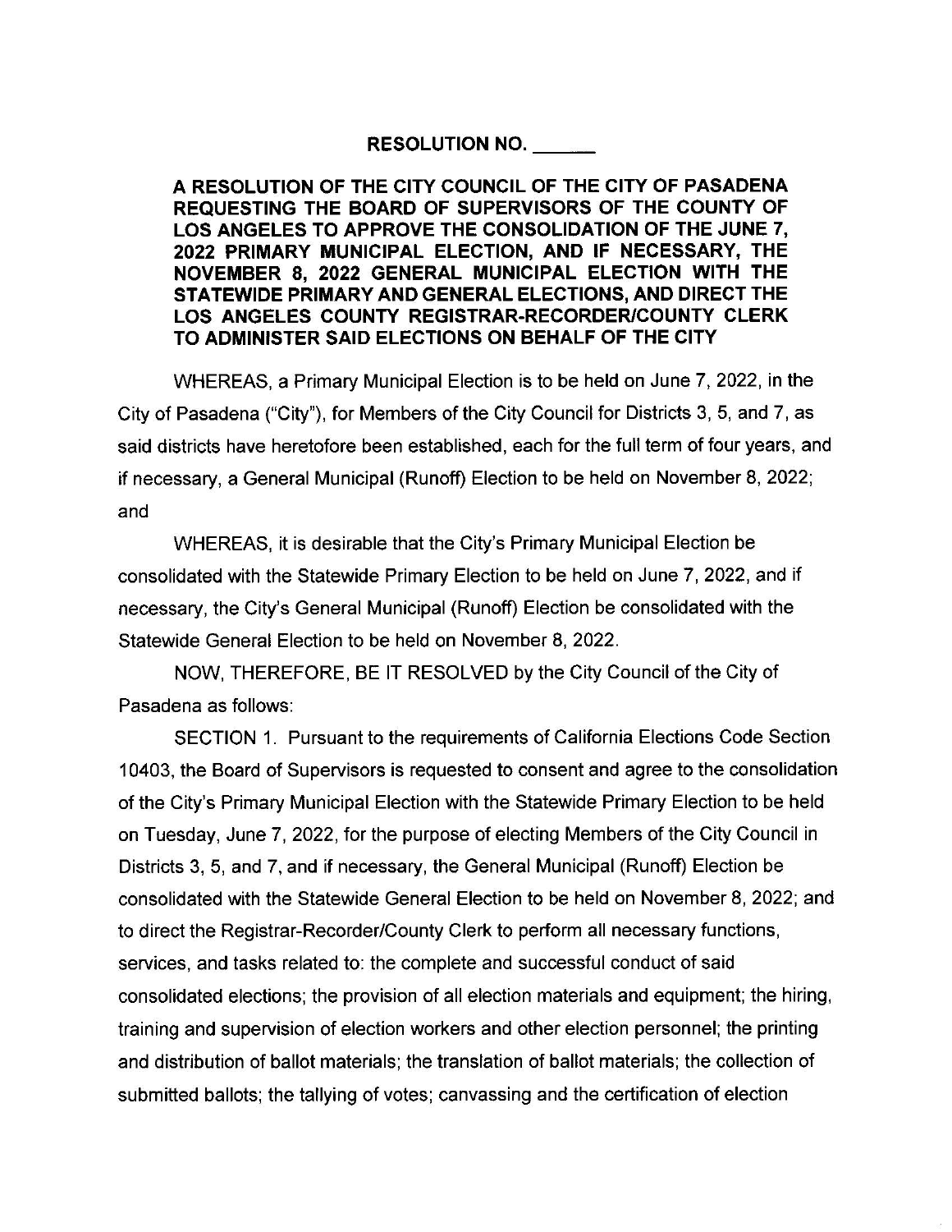**RESOLUTION NO. ______**

**A RESOLUTION OF THE CITY COUNCIL OF THE CITY OF PASADENA REQUESTING THE BOARD OF SUPERVISORS OF THE COUNTY OF LOS ANGELES TO APPROVE THE CONSOLIDATION OF THE JUNE 7, 2022 PRIMARY MUNICIPAL ELECTION, AND IF NECESSARY, THE NOVEMBER 8, 2022 GENERAL MUNICIPAL ELECTION WITH THE STATEWIDE PRIMARY AND GENERAL ELECTIONS, AND DIRECT THE LOS ANGELES COUNTY REGISTRAR-RECORDER/COUNTY CLERK TO ADMINISTER SAID ELECTIONS ON BEHALF OF THE CITY**

WHEREAS, a Primary Municipal Election is to be held on June 7, 2022, in the City of Pasadena ("City"), for Members of the City Council for Districts 3, 5, and 7, as said districts have heretofore been established, each for the full term of four years, and if necessary, a General Municipal (Runoff) Election to be held on November 8, 2022; and

WHEREAS, it is desirable that the City's Primary Municipal Election be consolidated with the Statewide Primary Election to be held on June 7, 2022, and if necessary, the City's General Municipal (Runoff) Election be consolidated with the Statewide General Election to be held on November 8, 2022.

NOW, THEREFORE, BE IT RESOLVED by the City Council of the City of Pasadena as follows:

SECTION 1. Pursuant to the requirements of California Elections Code Section 10403, the Board of Supervisors is requested to consent and agree to the consolidation of the City's Primary Municipal Election with the Statewide Primary Election to be held on Tuesday, June 7, 2022, for the purpose of electing Members of the City Council in Districts 3, 5, and 7, and if necessary, the General Municipal (Runoff) Election be consolidated with the Statewide General Election to be held on November 8, 2022; and to direct the Registrar-Recorder/County Clerk to perform all necessary functions, services, and tasks related to: the complete and successful conduct of said consolidated elections; the provision of all election materials and equipment; the hiring, training and supervision of election workers and other election personnel; the printing and distribution of ballot materials; the translation of ballot materials; the collection of submitted ballots; the tallying of votes; canvassing and the certification of election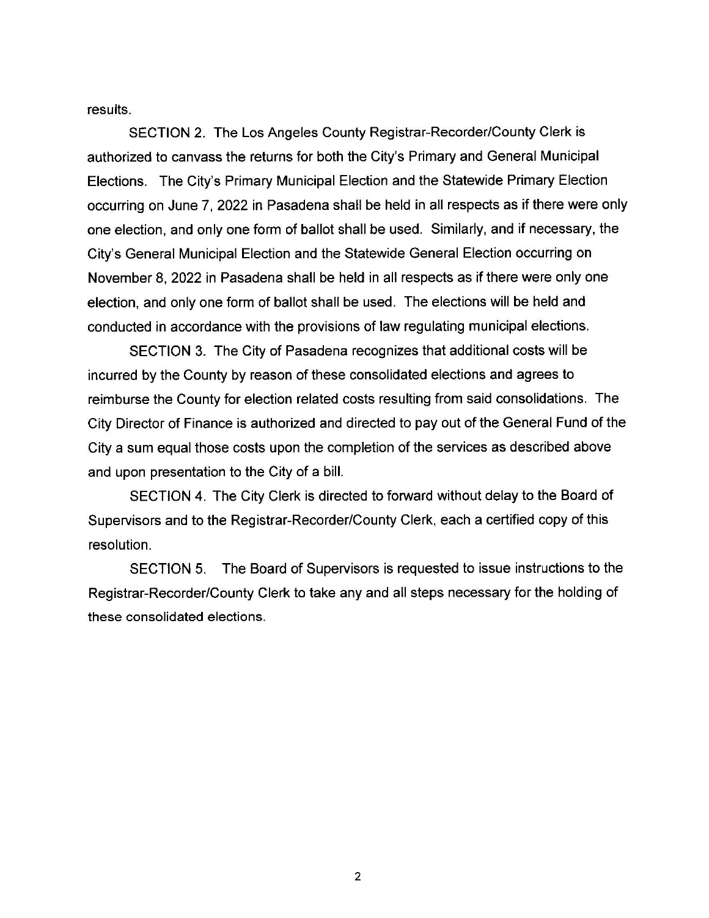results.

SECTION 2. The Los Angeles County Registrar-Recorder/County Clerk is authorized to canvass the returns for both the City's Primary and General Municipal Elections. The City's Primary Municipal Election and the Statewide Primary Election occurring on June 7, 2022 in Pasadena shall be held in all respects as if there were only one election, and only one form of ballot shall be used. Similarly, and if necessary, the City's General Municipal Election and the Statewide General Election occurring on November 8, 2022 in Pasadena shall be held in all respects as if there were only one election, and only one form of ballot shall be used. The elections will be held and conducted in accordance with the provisions of law regulating municipal elections.

SECTION 3. The City of Pasadena recognizes that additional costs will be incurred by the County by reason of these consolidated elections and agrees to reimburse the County for election related costs resulting from said consolidations. The City Director of Finance is authorized and directed to pay out of the General Fund of the City a sum equal those costs upon the completion of the services as described above and upon presentation to the City of a bill.

SECTION 4. The City Clerk is directed to forward without delay to the Board of Supervisors and to the Registrar-Recorder/County Clerk, each a certified copy of this resolution.

SECTION 5. The Board of Supervisors is requested to issue instructions to the Registrar-Recorder/County Clerk to take any and all steps necessary for the holding of these consolidated elections.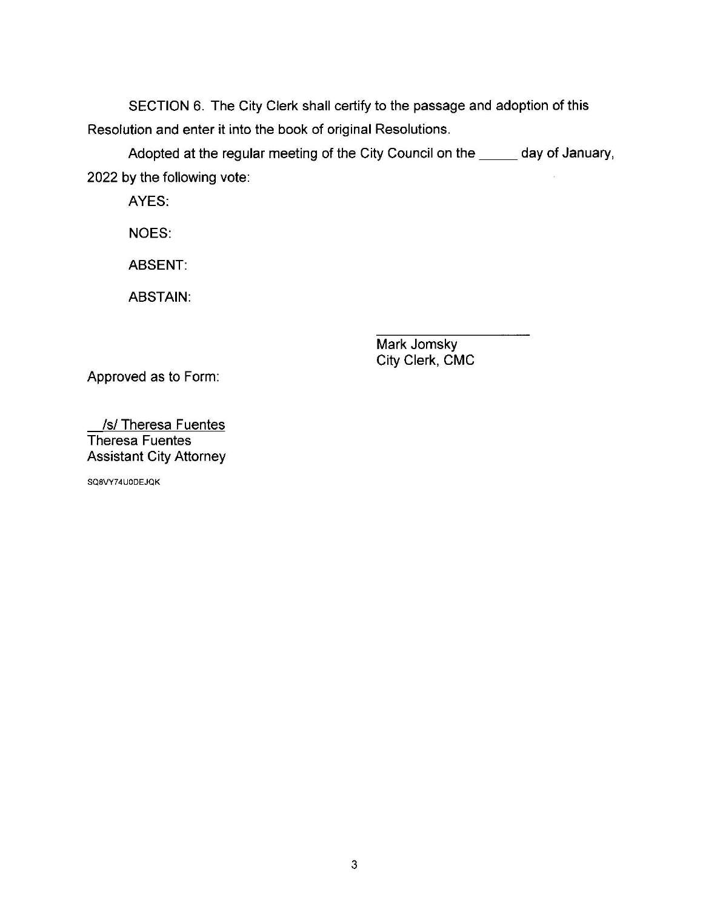SECTION 6. The City Clerk shall certify to the passage and adoption of this Resolution and enter it into the book of original Resolutions.

Adopted at the regular meeting of the City Council on the _____ day of January, 2022 by the following vote:

AYES:

NOES:

ABSENT:

ABSTAIN:

____________________
Mark Jomsky
City Clerk, CMC

Approved as to Form:

/s/ Theresa Fuentes
Theresa Fuentes
Assistant City Attorney

SQ8VY74U0DEJQK